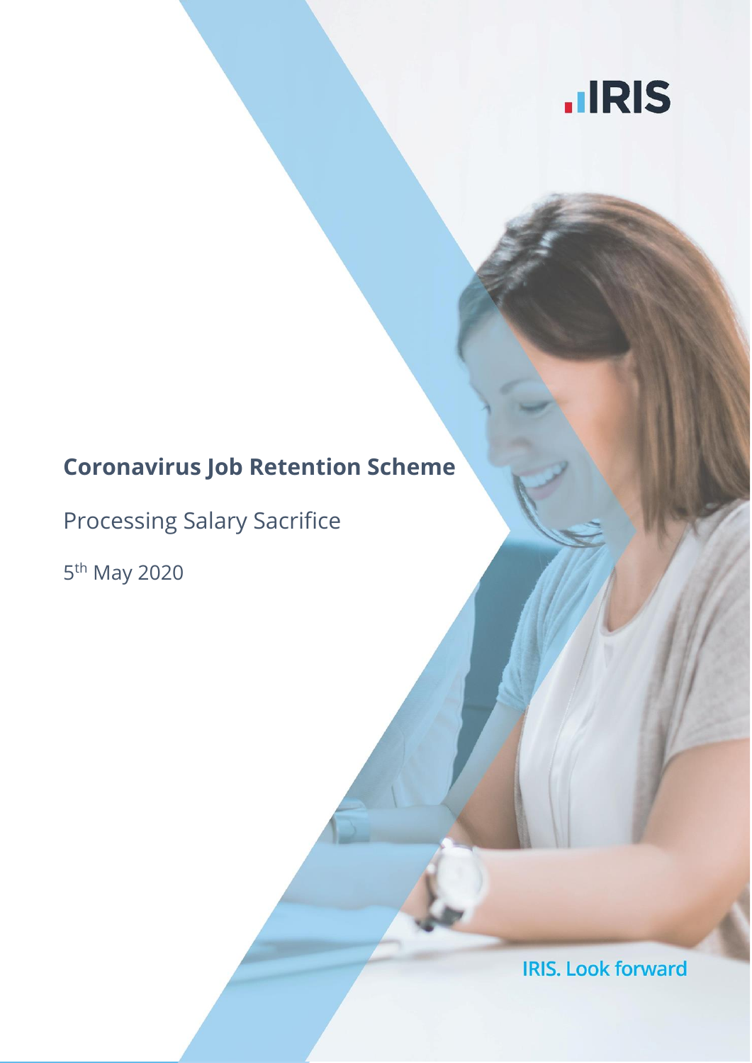# Coronavirus Job Retention Scheme

Processing Salary Sacrifice

5th May 2020

IRIS. Look forward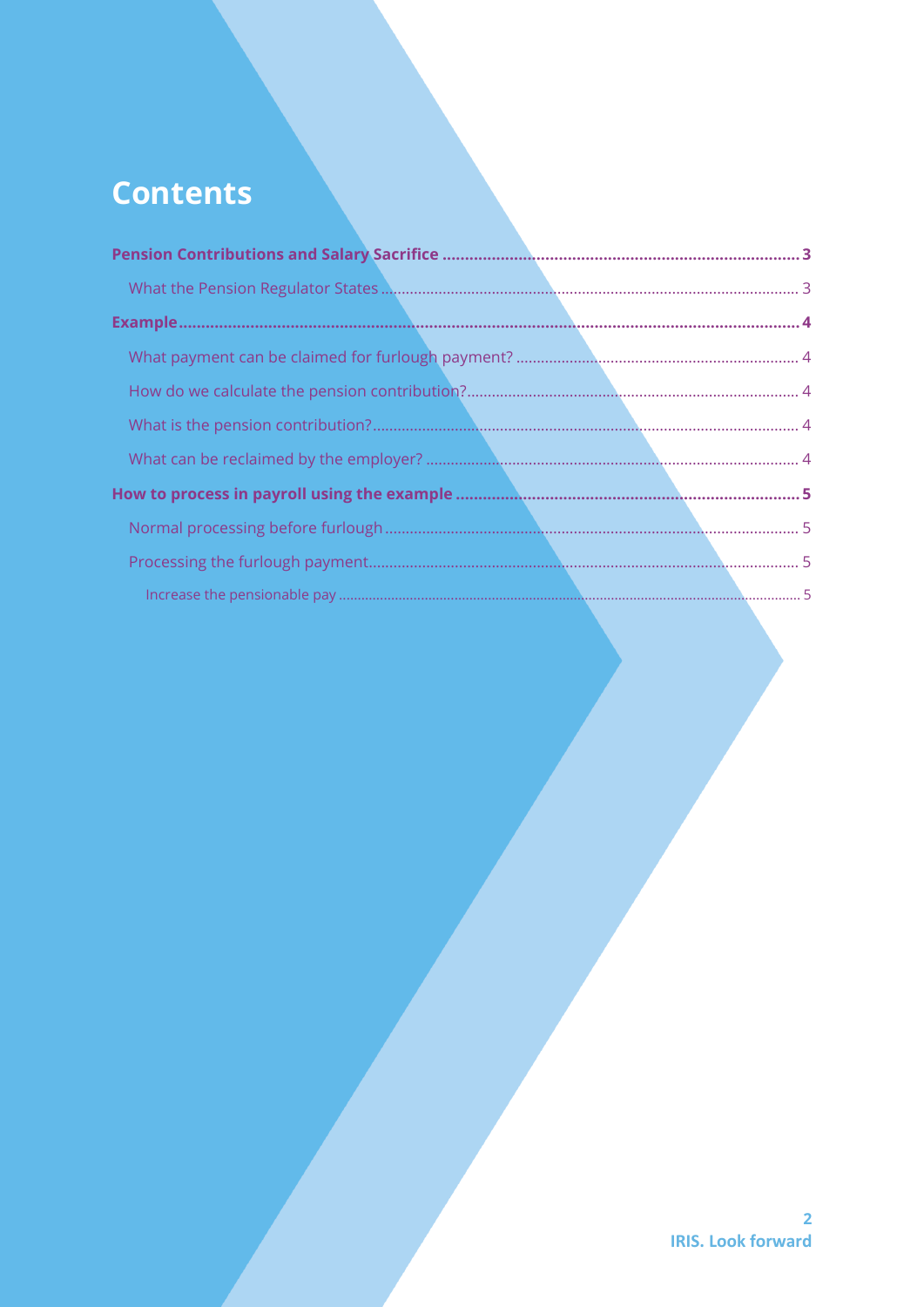# Contents

**Pension Contributions and Salary Sacrifice** ........ **3**

- What the Pension Regulator States ........ 3

**Example** ........ **4**

- What payment can be claimed for furlough payment? ........ 4
- How do we calculate the pension contribution? ........ 4
- What is the pension contribution? ........ 4
- What can be reclaimed by the employer? ........ 4

**How to process in payroll using the example** ........ **5**

- Normal processing before furlough ........ 5
- Processing the furlough payment ........ 5
  - Increase the pensionable pay ........ 5

IRIS. Look forward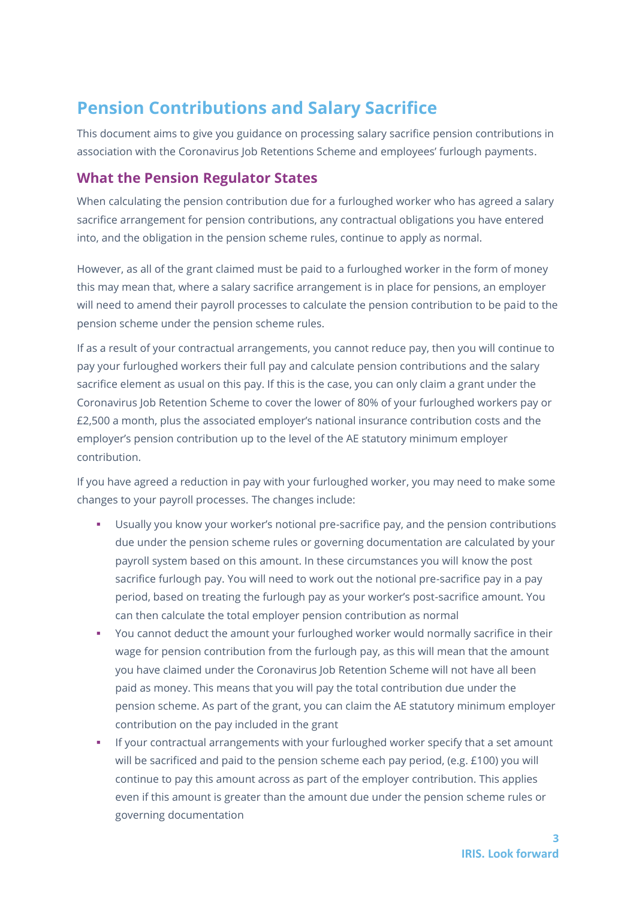## Pension Contributions and Salary Sacrifice

This document aims to give you guidance on processing salary sacrifice pension contributions in association with the Coronavirus Job Retentions Scheme and employees' furlough payments.

### What the Pension Regulator States

When calculating the pension contribution due for a furloughed worker who has agreed a salary sacrifice arrangement for pension contributions, any contractual obligations you have entered into, and the obligation in the pension scheme rules, continue to apply as normal.

However, as all of the grant claimed must be paid to a furloughed worker in the form of money this may mean that, where a salary sacrifice arrangement is in place for pensions, an employer will need to amend their payroll processes to calculate the pension contribution to be paid to the pension scheme under the pension scheme rules.

If as a result of your contractual arrangements, you cannot reduce pay, then you will continue to pay your furloughed workers their full pay and calculate pension contributions and the salary sacrifice element as usual on this pay. If this is the case, you can only claim a grant under the Coronavirus Job Retention Scheme to cover the lower of 80% of your furloughed workers pay or £2,500 a month, plus the associated employer's national insurance contribution costs and the employer's pension contribution up to the level of the AE statutory minimum employer contribution.

If you have agreed a reduction in pay with your furloughed worker, you may need to make some changes to your payroll processes. The changes include:

- Usually you know your worker's notional pre-sacrifice pay, and the pension contributions due under the pension scheme rules or governing documentation are calculated by your payroll system based on this amount. In these circumstances you will know the post sacrifice furlough pay. You will need to work out the notional pre-sacrifice pay in a pay period, based on treating the furlough pay as your worker's post-sacrifice amount. You can then calculate the total employer pension contribution as normal
- You cannot deduct the amount your furloughed worker would normally sacrifice in their wage for pension contribution from the furlough pay, as this will mean that the amount you have claimed under the Coronavirus Job Retention Scheme will not have all been paid as money. This means that you will pay the total contribution due under the pension scheme. As part of the grant, you can claim the AE statutory minimum employer contribution on the pay included in the grant
- If your contractual arrangements with your furloughed worker specify that a set amount will be sacrificed and paid to the pension scheme each pay period, (e.g. £100) you will continue to pay this amount across as part of the employer contribution. This applies even if this amount is greater than the amount due under the pension scheme rules or governing documentation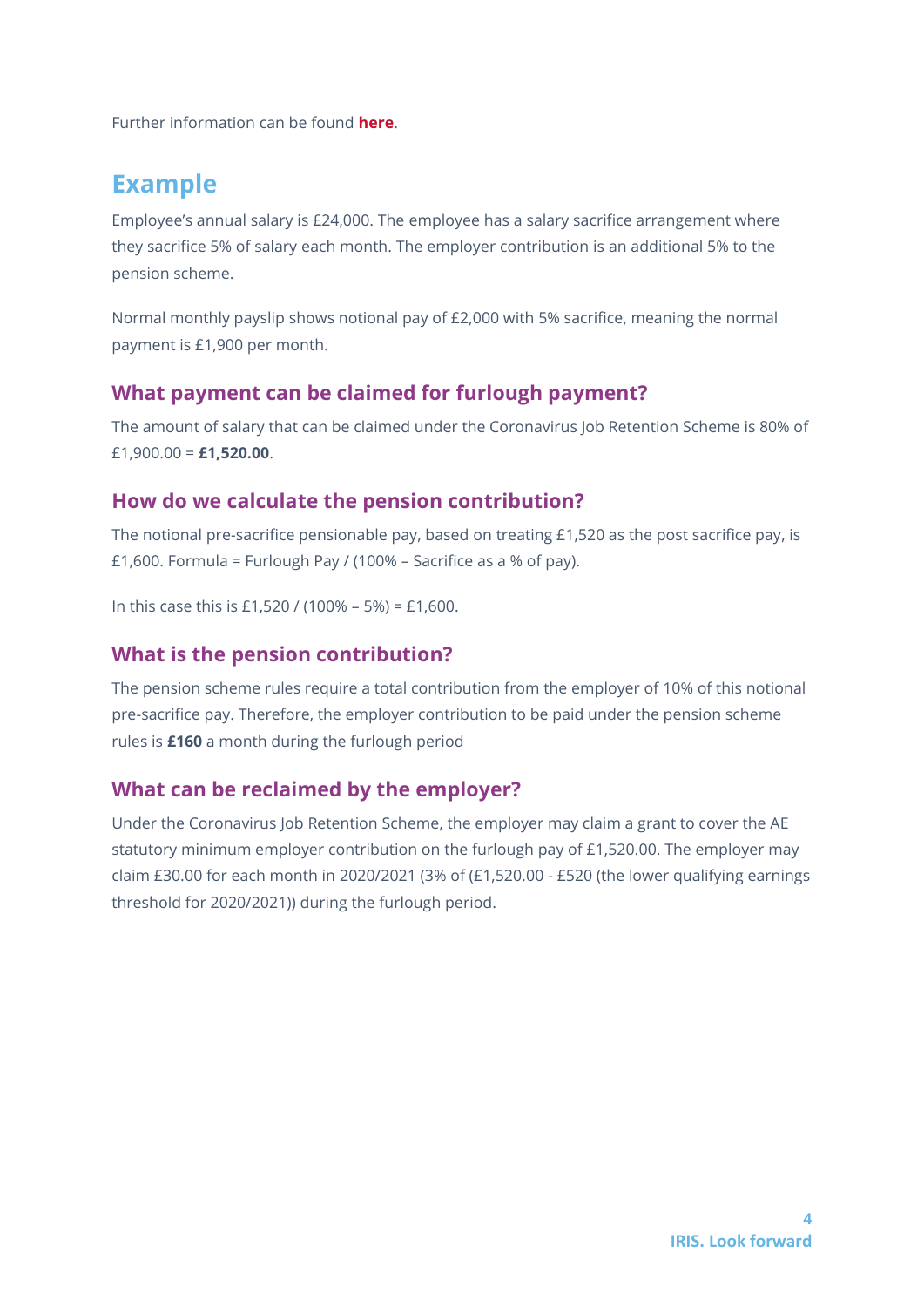Further information can be found **here**.

## Example

Employee's annual salary is £24,000. The employee has a salary sacrifice arrangement where they sacrifice 5% of salary each month. The employer contribution is an additional 5% to the pension scheme.

Normal monthly payslip shows notional pay of £2,000 with 5% sacrifice, meaning the normal payment is £1,900 per month.

### What payment can be claimed for furlough payment?

The amount of salary that can be claimed under the Coronavirus Job Retention Scheme is 80% of £1,900.00 = **£1,520.00**.

### How do we calculate the pension contribution?

The notional pre-sacrifice pensionable pay, based on treating £1,520 as the post sacrifice pay, is £1,600. Formula = Furlough Pay / (100% – Sacrifice as a % of pay).

In this case this is £1,520 / (100% – 5%) = £1,600.

### What is the pension contribution?

The pension scheme rules require a total contribution from the employer of 10% of this notional pre-sacrifice pay. Therefore, the employer contribution to be paid under the pension scheme rules is **£160** a month during the furlough period

### What can be reclaimed by the employer?

Under the Coronavirus Job Retention Scheme, the employer may claim a grant to cover the AE statutory minimum employer contribution on the furlough pay of £1,520.00. The employer may claim £30.00 for each month in 2020/2021 (3% of (£1,520.00 - £520 (the lower qualifying earnings threshold for 2020/2021)) during the furlough period.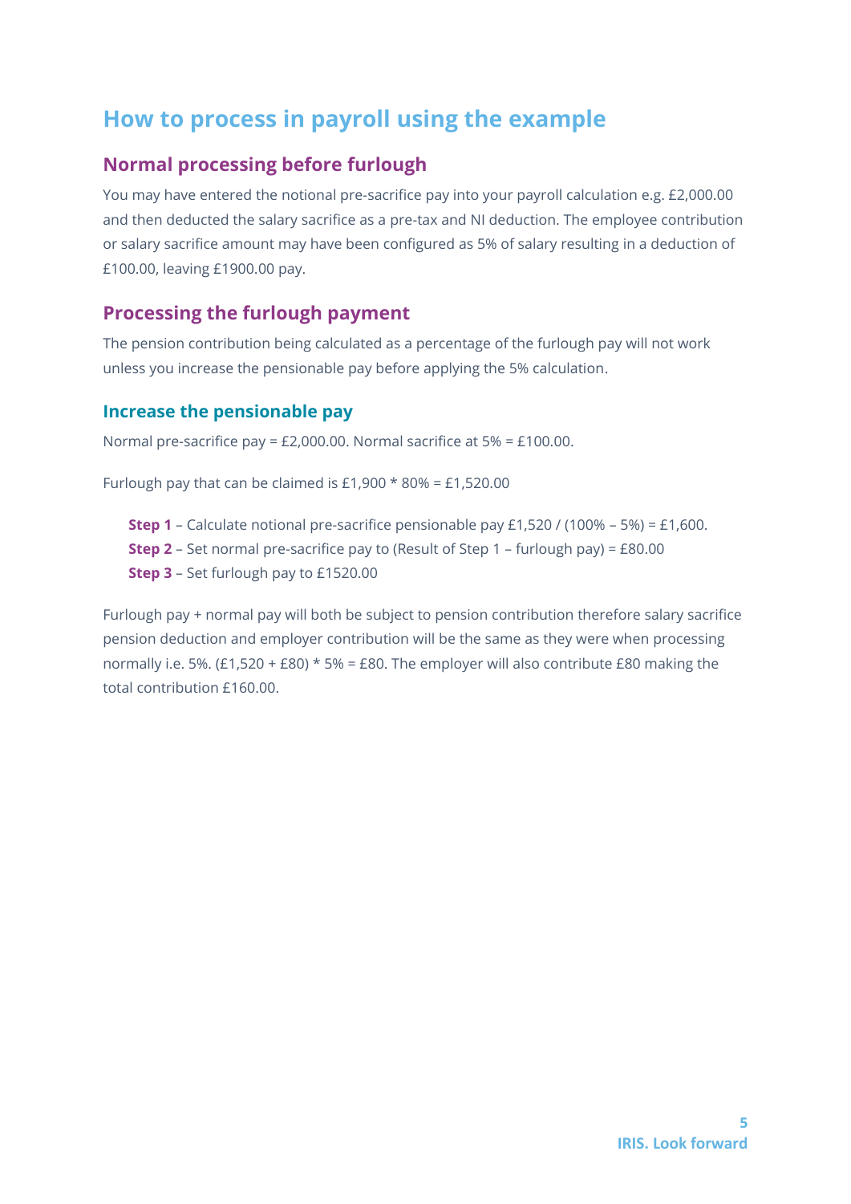# How to process in payroll using the example

## Normal processing before furlough

You may have entered the notional pre-sacrifice pay into your payroll calculation e.g. £2,000.00 and then deducted the salary sacrifice as a pre-tax and NI deduction. The employee contribution or salary sacrifice amount may have been configured as 5% of salary resulting in a deduction of £100.00, leaving £1900.00 pay.

## Processing the furlough payment

The pension contribution being calculated as a percentage of the furlough pay will not work unless you increase the pensionable pay before applying the 5% calculation.

### Increase the pensionable pay

Normal pre-sacrifice pay = £2,000.00. Normal sacrifice at 5% = £100.00.

Furlough pay that can be claimed is £1,900 * 80% = £1,520.00

**Step 1** – Calculate notional pre-sacrifice pensionable pay £1,520 / (100% – 5%) = £1,600.
**Step 2** – Set normal pre-sacrifice pay to (Result of Step 1 – furlough pay) = £80.00
**Step 3** – Set furlough pay to £1520.00

Furlough pay + normal pay will both be subject to pension contribution therefore salary sacrifice pension deduction and employer contribution will be the same as they were when processing normally i.e. 5%. (£1,520 + £80) * 5% = £80. The employer will also contribute £80 making the total contribution £160.00.